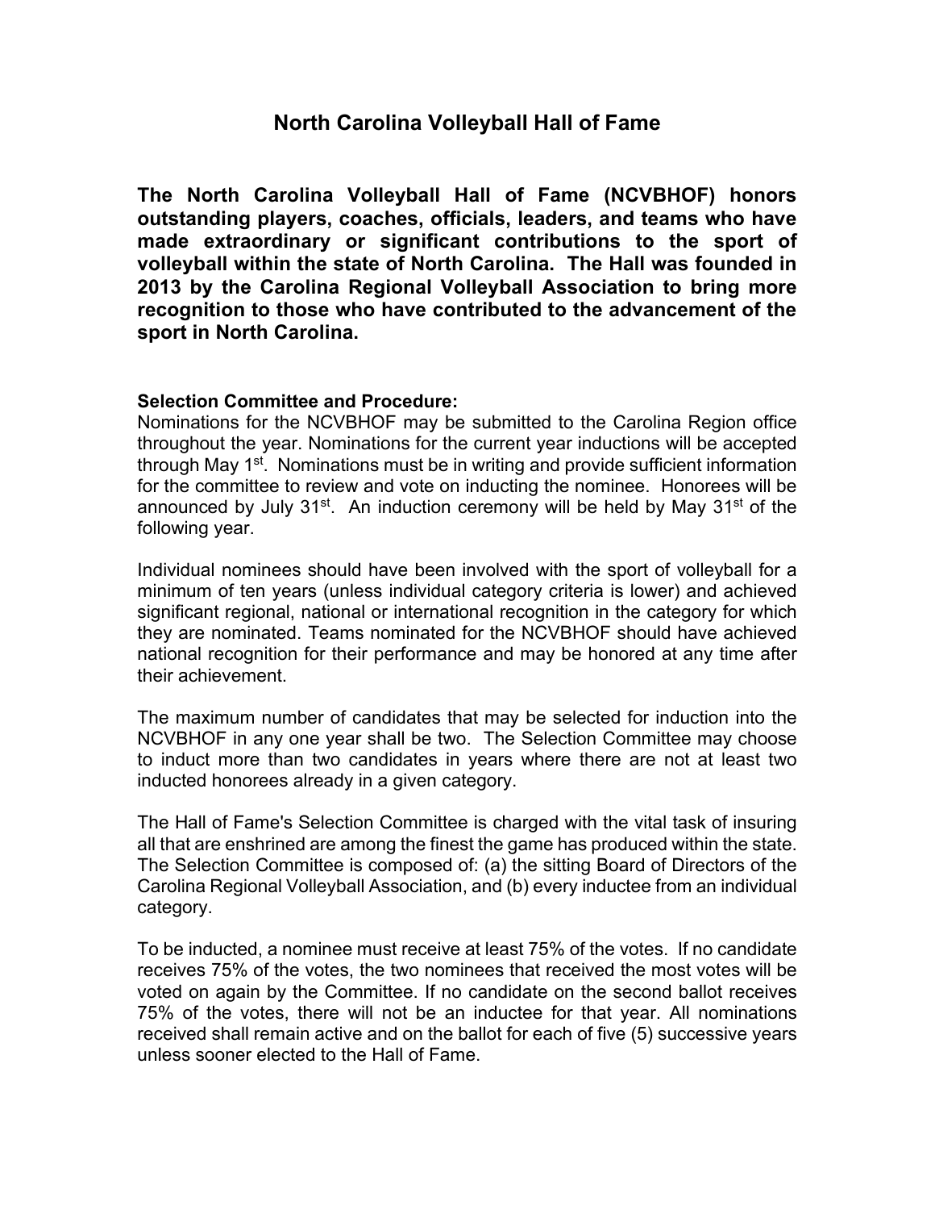# North Carolina Volleyball Hall of Fame

**The North Carolina Volleyball Hall of Fame (NCVBHOF) honors outstanding players, coaches, officials, leaders, and teams who have made extraordinary or significant contributions to the sport of volleyball within the state of North Carolina. The Hall was founded in 2013 by the Carolina Regional Volleyball Association to bring more recognition to those who have contributed to the advancement of the sport in North Carolina.**

**Selection Committee and Procedure:**

Nominations for the NCVBHOF may be submitted to the Carolina Region office throughout the year. Nominations for the current year inductions will be accepted through May 1st. Nominations must be in writing and provide sufficient information for the committee to review and vote on inducting the nominee. Honorees will be announced by July 31st. An induction ceremony will be held by May 31st of the following year.

Individual nominees should have been involved with the sport of volleyball for a minimum of ten years (unless individual category criteria is lower) and achieved significant regional, national or international recognition in the category for which they are nominated. Teams nominated for the NCVBHOF should have achieved national recognition for their performance and may be honored at any time after their achievement.

The maximum number of candidates that may be selected for induction into the NCVBHOF in any one year shall be two. The Selection Committee may choose to induct more than two candidates in years where there are not at least two inducted honorees already in a given category.

The Hall of Fame's Selection Committee is charged with the vital task of insuring all that are enshrined are among the finest the game has produced within the state. The Selection Committee is composed of: (a) the sitting Board of Directors of the Carolina Regional Volleyball Association, and (b) every inductee from an individual category.

To be inducted, a nominee must receive at least 75% of the votes. If no candidate receives 75% of the votes, the two nominees that received the most votes will be voted on again by the Committee. If no candidate on the second ballot receives 75% of the votes, there will not be an inductee for that year. All nominations received shall remain active and on the ballot for each of five (5) successive years unless sooner elected to the Hall of Fame.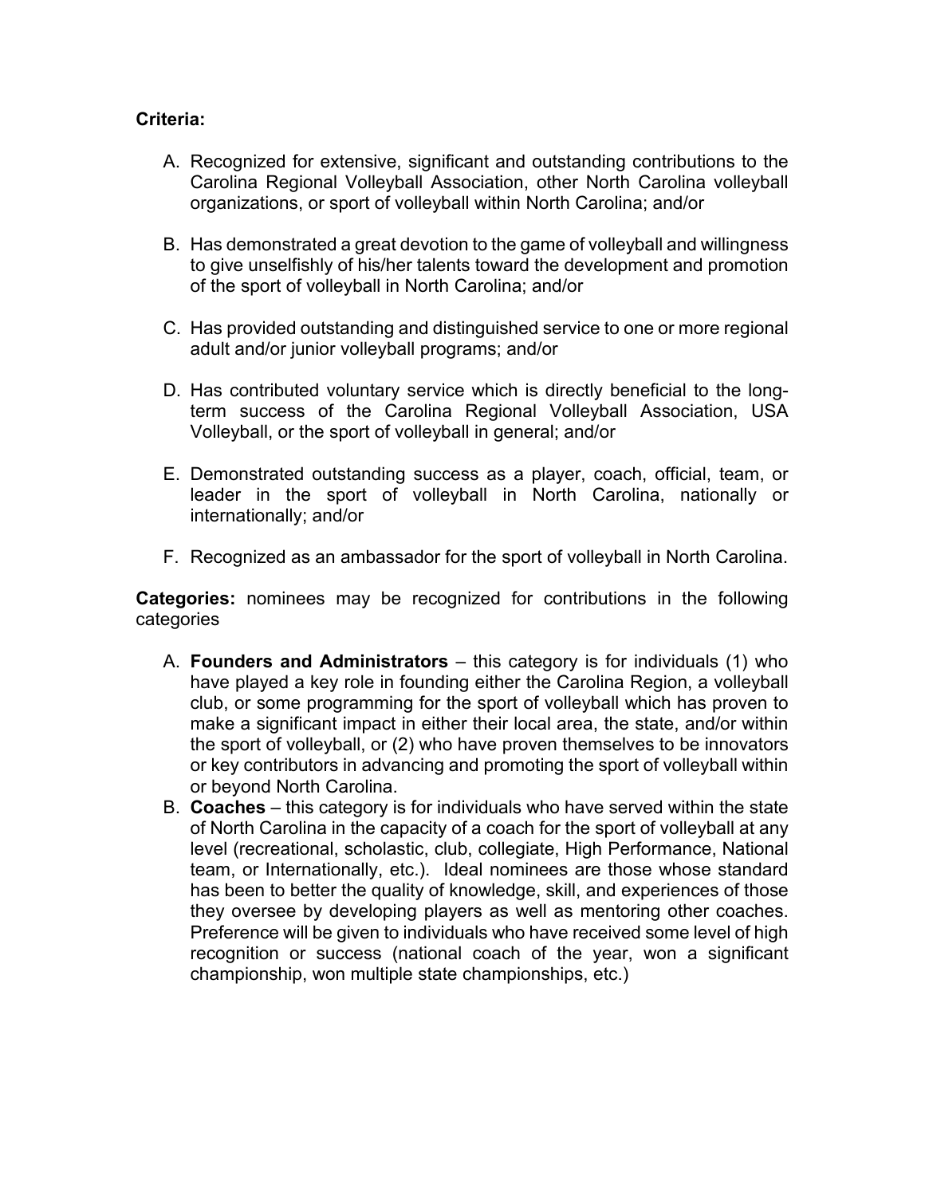**Criteria:**

A. Recognized for extensive, significant and outstanding contributions to the Carolina Regional Volleyball Association, other North Carolina volleyball organizations, or sport of volleyball within North Carolina; and/or

B. Has demonstrated a great devotion to the game of volleyball and willingness to give unselfishly of his/her talents toward the development and promotion of the sport of volleyball in North Carolina; and/or

C. Has provided outstanding and distinguished service to one or more regional adult and/or junior volleyball programs; and/or

D. Has contributed voluntary service which is directly beneficial to the long-term success of the Carolina Regional Volleyball Association, USA Volleyball, or the sport of volleyball in general; and/or

E. Demonstrated outstanding success as a player, coach, official, team, or leader in the sport of volleyball in North Carolina, nationally or internationally; and/or

F. Recognized as an ambassador for the sport of volleyball in North Carolina.

**Categories:** nominees may be recognized for contributions in the following categories

A. **Founders and Administrators** – this category is for individuals (1) who have played a key role in founding either the Carolina Region, a volleyball club, or some programming for the sport of volleyball which has proven to make a significant impact in either their local area, the state, and/or within the sport of volleyball, or (2) who have proven themselves to be innovators or key contributors in advancing and promoting the sport of volleyball within or beyond North Carolina.

B. **Coaches** – this category is for individuals who have served within the state of North Carolina in the capacity of a coach for the sport of volleyball at any level (recreational, scholastic, club, collegiate, High Performance, National team, or Internationally, etc.). Ideal nominees are those whose standard has been to better the quality of knowledge, skill, and experiences of those they oversee by developing players as well as mentoring other coaches. Preference will be given to individuals who have received some level of high recognition or success (national coach of the year, won a significant championship, won multiple state championships, etc.)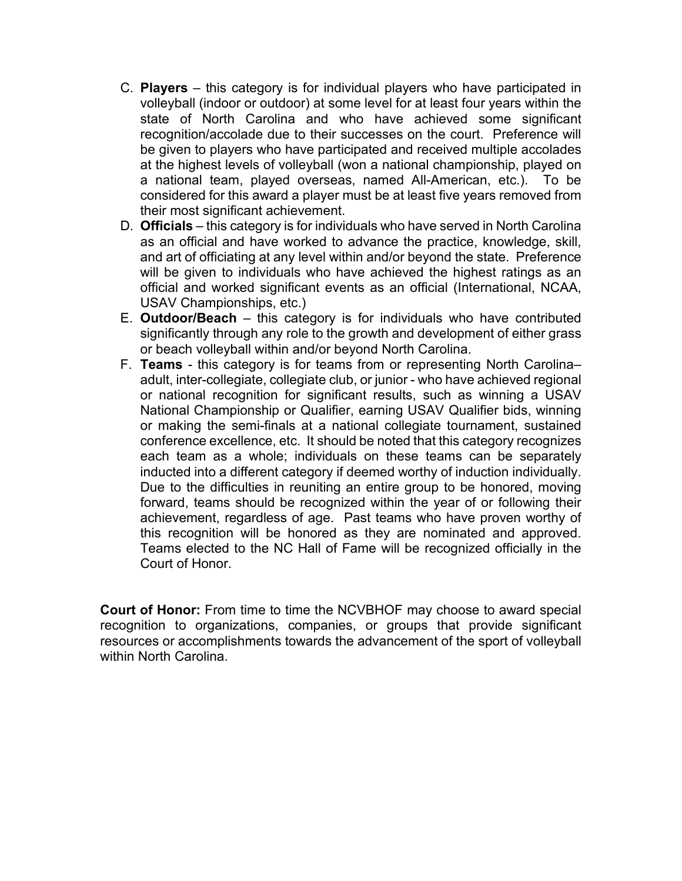C. **Players** – this category is for individual players who have participated in volleyball (indoor or outdoor) at some level for at least four years within the state of North Carolina and who have achieved some significant recognition/accolade due to their successes on the court. Preference will be given to players who have participated and received multiple accolades at the highest levels of volleyball (won a national championship, played on a national team, played overseas, named All-American, etc.). To be considered for this award a player must be at least five years removed from their most significant achievement.

D. **Officials** – this category is for individuals who have served in North Carolina as an official and have worked to advance the practice, knowledge, skill, and art of officiating at any level within and/or beyond the state. Preference will be given to individuals who have achieved the highest ratings as an official and worked significant events as an official (International, NCAA, USAV Championships, etc.)

E. **Outdoor/Beach** – this category is for individuals who have contributed significantly through any role to the growth and development of either grass or beach volleyball within and/or beyond North Carolina.

F. **Teams** - this category is for teams from or representing North Carolina– adult, inter-collegiate, collegiate club, or junior - who have achieved regional or national recognition for significant results, such as winning a USAV National Championship or Qualifier, earning USAV Qualifier bids, winning or making the semi-finals at a national collegiate tournament, sustained conference excellence, etc. It should be noted that this category recognizes each team as a whole; individuals on these teams can be separately inducted into a different category if deemed worthy of induction individually. Due to the difficulties in reuniting an entire group to be honored, moving forward, teams should be recognized within the year of or following their achievement, regardless of age. Past teams who have proven worthy of this recognition will be honored as they are nominated and approved. Teams elected to the NC Hall of Fame will be recognized officially in the Court of Honor.

**Court of Honor:** From time to time the NCVBHOF may choose to award special recognition to organizations, companies, or groups that provide significant resources or accomplishments towards the advancement of the sport of volleyball within North Carolina.